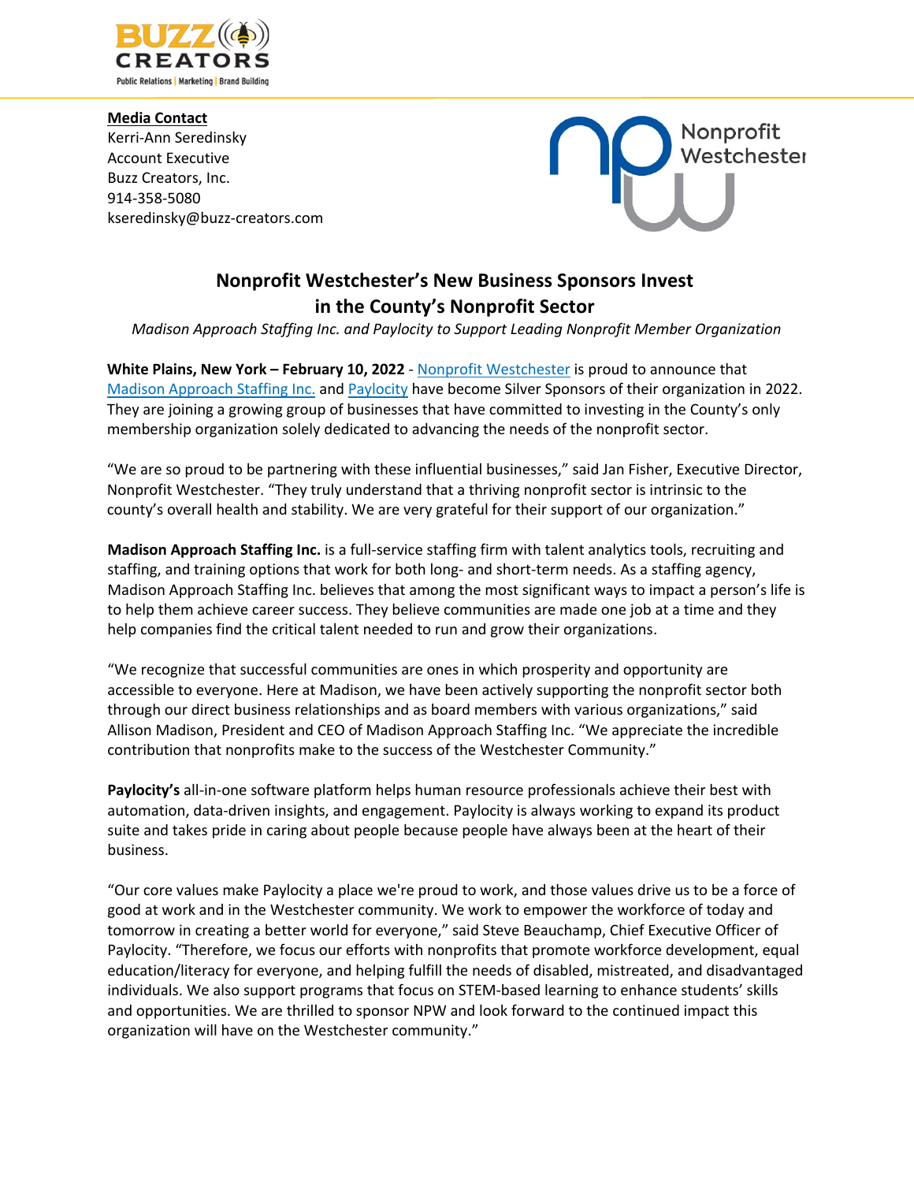**Media Contact**
Kerri-Ann Seredinsky
Account Executive
Buzz Creators, Inc.
914-358-5080
kseredinsky@buzz-creators.com

# Nonprofit Westchester's New Business Sponsors Invest in the County's Nonprofit Sector

*Madison Approach Staffing Inc. and Paylocity to Support Leading Nonprofit Member Organization*

**White Plains, New York – February 10, 2022** - Nonprofit Westchester is proud to announce that Madison Approach Staffing Inc. and Paylocity have become Silver Sponsors of their organization in 2022. They are joining a growing group of businesses that have committed to investing in the County's only membership organization solely dedicated to advancing the needs of the nonprofit sector.

"We are so proud to be partnering with these influential businesses," said Jan Fisher, Executive Director, Nonprofit Westchester. "They truly understand that a thriving nonprofit sector is intrinsic to the county's overall health and stability. We are very grateful for their support of our organization."

**Madison Approach Staffing Inc.** is a full-service staffing firm with talent analytics tools, recruiting and staffing, and training options that work for both long- and short-term needs. As a staffing agency, Madison Approach Staffing Inc. believes that among the most significant ways to impact a person's life is to help them achieve career success. They believe communities are made one job at a time and they help companies find the critical talent needed to run and grow their organizations.

"We recognize that successful communities are ones in which prosperity and opportunity are accessible to everyone. Here at Madison, we have been actively supporting the nonprofit sector both through our direct business relationships and as board members with various organizations," said Allison Madison, President and CEO of Madison Approach Staffing Inc. "We appreciate the incredible contribution that nonprofits make to the success of the Westchester Community."

**Paylocity's** all-in-one software platform helps human resource professionals achieve their best with automation, data-driven insights, and engagement. Paylocity is always working to expand its product suite and takes pride in caring about people because people have always been at the heart of their business.

"Our core values make Paylocity a place we're proud to work, and those values drive us to be a force of good at work and in the Westchester community. We work to empower the workforce of today and tomorrow in creating a better world for everyone," said Steve Beauchamp, Chief Executive Officer of Paylocity. "Therefore, we focus our efforts with nonprofits that promote workforce development, equal education/literacy for everyone, and helping fulfill the needs of disabled, mistreated, and disadvantaged individuals. We also support programs that focus on STEM-based learning to enhance students' skills and opportunities. We are thrilled to sponsor NPW and look forward to the continued impact this organization will have on the Westchester community."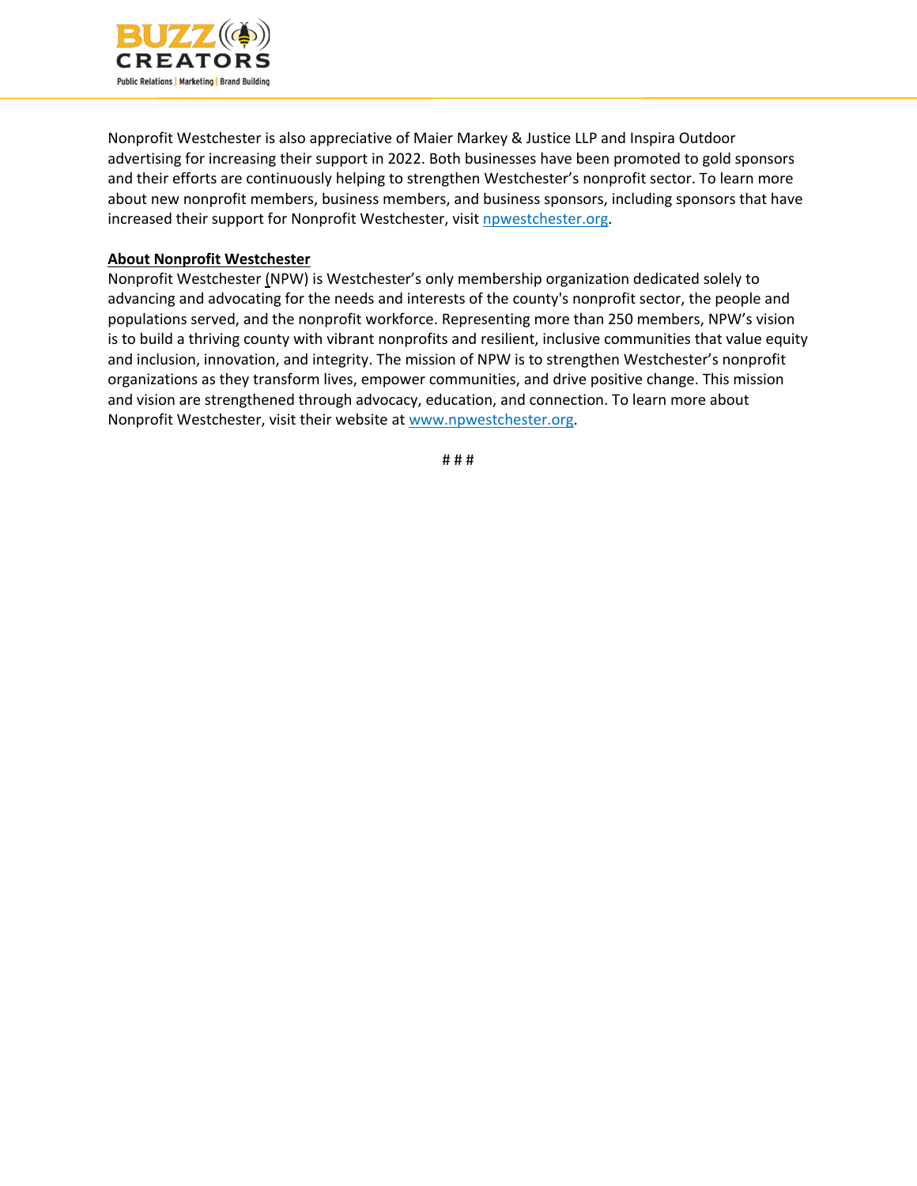Nonprofit Westchester is also appreciative of Maier Markey & Justice LLP and Inspira Outdoor advertising for increasing their support in 2022. Both businesses have been promoted to gold sponsors and their efforts are continuously helping to strengthen Westchester's nonprofit sector. To learn more about new nonprofit members, business members, and business sponsors, including sponsors that have increased their support for Nonprofit Westchester, visit [npwestchester.org](npwestchester.org).

**About Nonprofit Westchester**

Nonprofit Westchester (NPW) is Westchester's only membership organization dedicated solely to advancing and advocating for the needs and interests of the county's nonprofit sector, the people and populations served, and the nonprofit workforce. Representing more than 250 members, NPW's vision is to build a thriving county with vibrant nonprofits and resilient, inclusive communities that value equity and inclusion, innovation, and integrity. The mission of NPW is to strengthen Westchester's nonprofit organizations as they transform lives, empower communities, and drive positive change. This mission and vision are strengthened through advocacy, education, and connection. To learn more about Nonprofit Westchester, visit their website at [www.npwestchester.org](www.npwestchester.org).

# # #